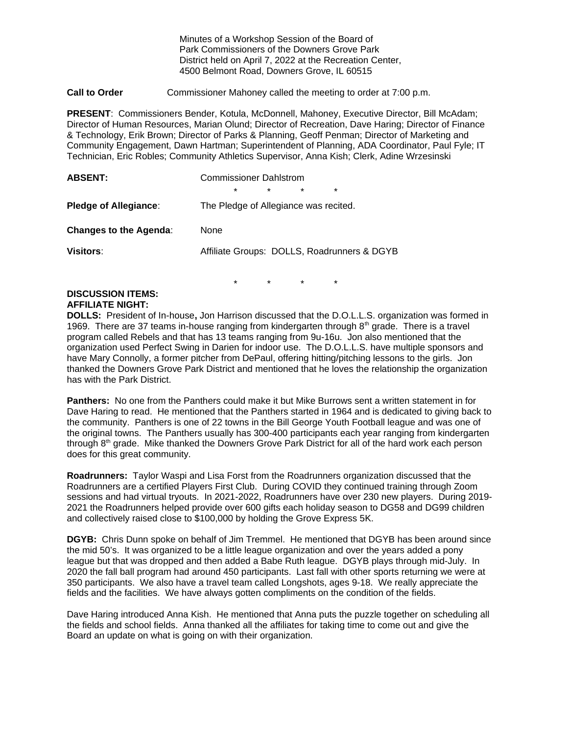Minutes of a Workshop Session of the Board of Park Commissioners of the Downers Grove Park District held on April 7, 2022 at the Recreation Center, 4500 Belmont Road, Downers Grove, IL 60515

**Call to Order** Commissioner Mahoney called the meeting to order at 7:00 p.m.

**PRESENT**: Commissioners Bender, Kotula, McDonnell, Mahoney, Executive Director, Bill McAdam; Director of Human Resources, Marian Olund; Director of Recreation, Dave Haring; Director of Finance & Technology, Erik Brown; Director of Parks & Planning, Geoff Penman; Director of Marketing and Community Engagement, Dawn Hartman; Superintendent of Planning, ADA Coordinator, Paul Fyle; IT Technician, Eric Robles; Community Athletics Supervisor, Anna Kish; Clerk, Adine Wrzesinski

**ABSENT:** Commissioner Dahlstrom

\* \* \* \*

**Pledge of Allegiance**: The Pledge of Allegiance was recited.

**Changes to the Agenda**: None

**Visitors**: Affiliate Groups: DOLLS, Roadrunners & DGYB

\* \* \* \*

**DISCUSSION ITEMS:**
**AFFILIATE NIGHT:**

**DOLLS:** President of In-house**,** Jon Harrison discussed that the D.O.L.L.S. organization was formed in 1969. There are 37 teams in-house ranging from kindergarten through 8th grade. There is a travel program called Rebels and that has 13 teams ranging from 9u-16u. Jon also mentioned that the organization used Perfect Swing in Darien for indoor use. The D.O.L.L.S. have multiple sponsors and have Mary Connolly, a former pitcher from DePaul, offering hitting/pitching lessons to the girls. Jon thanked the Downers Grove Park District and mentioned that he loves the relationship the organization has with the Park District.

**Panthers:** No one from the Panthers could make it but Mike Burrows sent a written statement in for Dave Haring to read. He mentioned that the Panthers started in 1964 and is dedicated to giving back to the community. Panthers is one of 22 towns in the Bill George Youth Football league and was one of the original towns. The Panthers usually has 300-400 participants each year ranging from kindergarten through 8th grade. Mike thanked the Downers Grove Park District for all of the hard work each person does for this great community.

**Roadrunners:** Taylor Waspi and Lisa Forst from the Roadrunners organization discussed that the Roadrunners are a certified Players First Club. During COVID they continued training through Zoom sessions and had virtual tryouts. In 2021-2022, Roadrunners have over 230 new players. During 2019-2021 the Roadrunners helped provide over 600 gifts each holiday season to DG58 and DG99 children and collectively raised close to $100,000 by holding the Grove Express 5K.

**DGYB:** Chris Dunn spoke on behalf of Jim Tremmel. He mentioned that DGYB has been around since the mid 50's. It was organized to be a little league organization and over the years added a pony league but that was dropped and then added a Babe Ruth league. DGYB plays through mid-July. In 2020 the fall ball program had around 450 participants. Last fall with other sports returning we were at 350 participants. We also have a travel team called Longshots, ages 9-18. We really appreciate the fields and the facilities. We have always gotten compliments on the condition of the fields.

Dave Haring introduced Anna Kish. He mentioned that Anna puts the puzzle together on scheduling all the fields and school fields. Anna thanked all the affiliates for taking time to come out and give the Board an update on what is going on with their organization.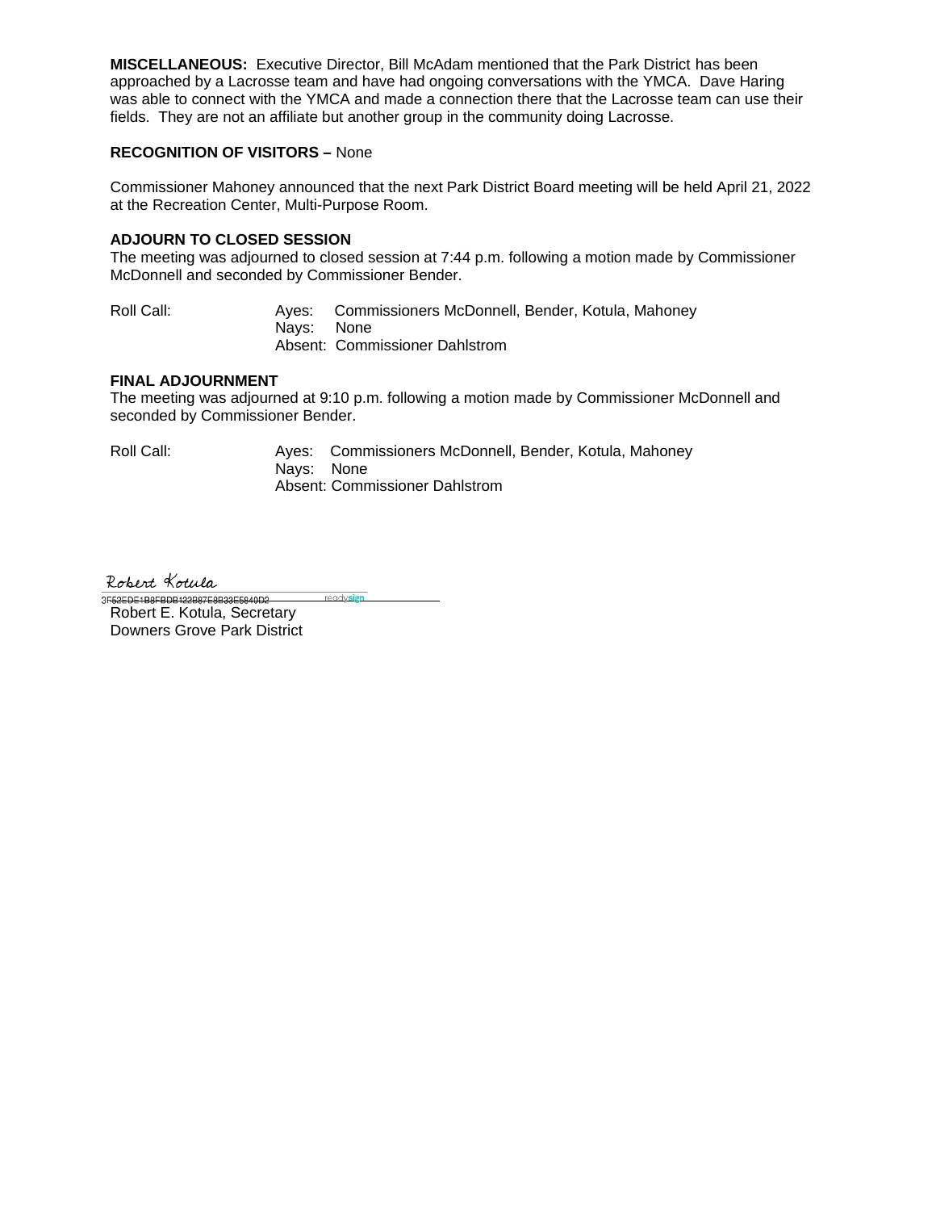**MISCELLANEOUS:** Executive Director, Bill McAdam mentioned that the Park District has been approached by a Lacrosse team and have had ongoing conversations with the YMCA. Dave Haring was able to connect with the YMCA and made a connection there that the Lacrosse team can use their fields. They are not an affiliate but another group in the community doing Lacrosse.

**RECOGNITION OF VISITORS –** None

Commissioner Mahoney announced that the next Park District Board meeting will be held April 21, 2022 at the Recreation Center, Multi-Purpose Room.

**ADJOURN TO CLOSED SESSION**

The meeting was adjourned to closed session at 7:44 p.m. following a motion made by Commissioner McDonnell and seconded by Commissioner Bender.

Roll Call: Ayes: Commissioners McDonnell, Bender, Kotula, Mahoney
Nays: None
Absent: Commissioner Dahlstrom

**FINAL ADJOURNMENT**

The meeting was adjourned at 9:10 p.m. following a motion made by Commissioner McDonnell and seconded by Commissioner Bender.

Roll Call: Ayes: Commissioners McDonnell, Bender, Kotula, Mahoney
Nays: None
Absent: Commissioner Dahlstrom

Robert Kotula
3F52EDE1B8FBDB122B67E8B33E5840D2

Robert E. Kotula, Secretary
Downers Grove Park District